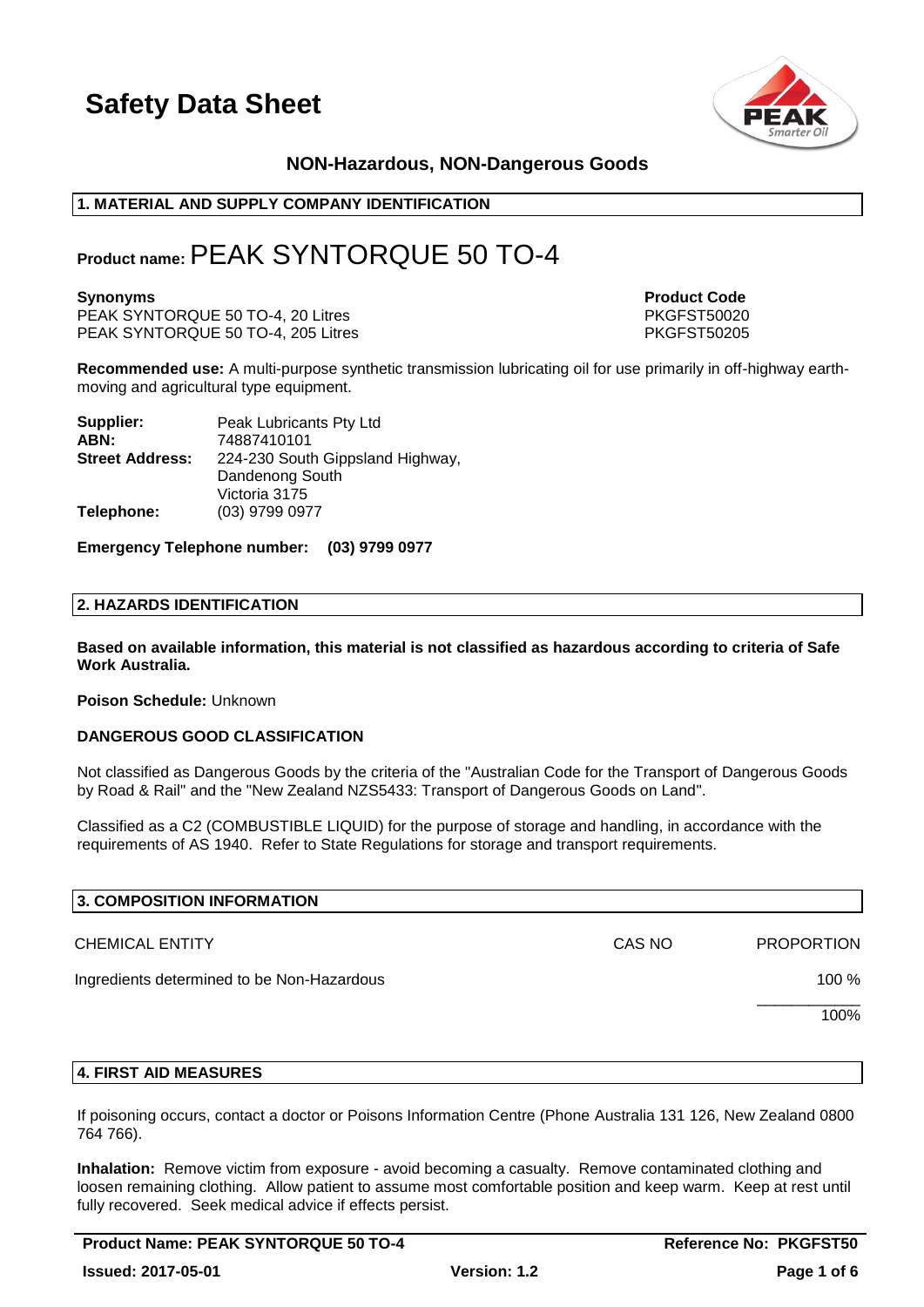# Safety Data Sheet

**NON-Hazardous, NON-Dangerous Goods**

## 1. MATERIAL AND SUPPLY COMPANY IDENTIFICATION

**Product name:** PEAK SYNTORQUE 50 TO-4

| **Synonyms** | **Product Code** |
|---|---|
| PEAK SYNTORQUE 50 TO-4, 20 Litres | PKGFST50020 |
| PEAK SYNTORQUE 50 TO-4, 205 Litres | PKGFST50205 |

**Recommended use:** A multi-purpose synthetic transmission lubricating oil for use primarily in off-highway earth-moving and agricultural type equipment.

**Supplier:** Peak Lubricants Pty Ltd
**ABN:** 74887410101
**Street Address:** 224-230 South Gippsland Highway, Dandenong South Victoria 3175
**Telephone:** (03) 9799 0977

**Emergency Telephone number: (03) 9799 0977**

## 2. HAZARDS IDENTIFICATION

**Based on available information, this material is not classified as hazardous according to criteria of Safe Work Australia.**

**Poison Schedule:** Unknown

**DANGEROUS GOOD CLASSIFICATION**

Not classified as Dangerous Goods by the criteria of the "Australian Code for the Transport of Dangerous Goods by Road & Rail" and the "New Zealand NZS5433: Transport of Dangerous Goods on Land".

Classified as a C2 (COMBUSTIBLE LIQUID) for the purpose of storage and handling, in accordance with the requirements of AS 1940. Refer to State Regulations for storage and transport requirements.

## 3. COMPOSITION INFORMATION

| CHEMICAL ENTITY | CAS NO | PROPORTION |
|---|---|---|
| Ingredients determined to be Non-Hazardous | | 100 % |
| | | 100% |

## 4. FIRST AID MEASURES

If poisoning occurs, contact a doctor or Poisons Information Centre (Phone Australia 131 126, New Zealand 0800 764 766).

**Inhalation:** Remove victim from exposure - avoid becoming a casualty. Remove contaminated clothing and loosen remaining clothing. Allow patient to assume most comfortable position and keep warm. Keep at rest until fully recovered. Seek medical advice if effects persist.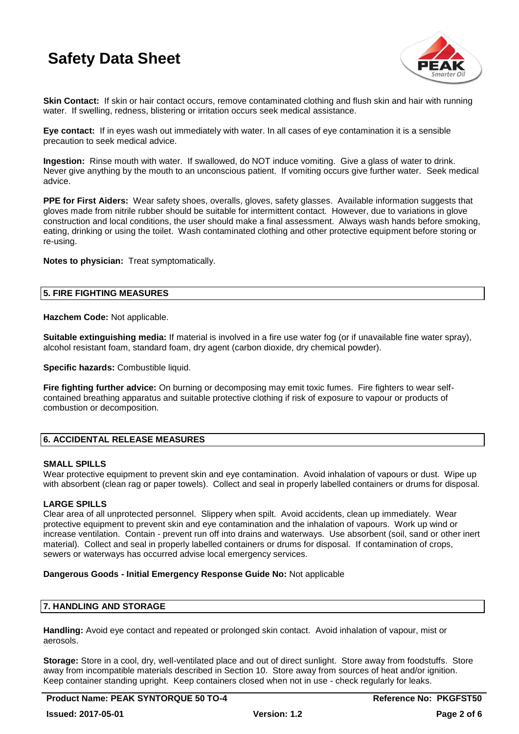**Skin Contact:** If skin or hair contact occurs, remove contaminated clothing and flush skin and hair with running water. If swelling, redness, blistering or irritation occurs seek medical assistance.

**Eye contact:** If in eyes wash out immediately with water. In all cases of eye contamination it is a sensible precaution to seek medical advice.

**Ingestion:** Rinse mouth with water. If swallowed, do NOT induce vomiting. Give a glass of water to drink. Never give anything by the mouth to an unconscious patient. If vomiting occurs give further water. Seek medical advice.

**PPE for First Aiders:** Wear safety shoes, overalls, gloves, safety glasses. Available information suggests that gloves made from nitrile rubber should be suitable for intermittent contact. However, due to variations in glove construction and local conditions, the user should make a final assessment. Always wash hands before smoking, eating, drinking or using the toilet. Wash contaminated clothing and other protective equipment before storing or re-using.

**Notes to physician:** Treat symptomatically.

## 5. FIRE FIGHTING MEASURES

**Hazchem Code:** Not applicable.

**Suitable extinguishing media:** If material is involved in a fire use water fog (or if unavailable fine water spray), alcohol resistant foam, standard foam, dry agent (carbon dioxide, dry chemical powder).

**Specific hazards:** Combustible liquid.

**Fire fighting further advice:** On burning or decomposing may emit toxic fumes. Fire fighters to wear self-contained breathing apparatus and suitable protective clothing if risk of exposure to vapour or products of combustion or decomposition.

## 6. ACCIDENTAL RELEASE MEASURES

**SMALL SPILLS**
Wear protective equipment to prevent skin and eye contamination. Avoid inhalation of vapours or dust. Wipe up with absorbent (clean rag or paper towels). Collect and seal in properly labelled containers or drums for disposal.

**LARGE SPILLS**
Clear area of all unprotected personnel. Slippery when spilt. Avoid accidents, clean up immediately. Wear protective equipment to prevent skin and eye contamination and the inhalation of vapours. Work up wind or increase ventilation. Contain - prevent run off into drains and waterways. Use absorbent (soil, sand or other inert material). Collect and seal in properly labelled containers or drums for disposal. If contamination of crops, sewers or waterways has occurred advise local emergency services.

**Dangerous Goods - Initial Emergency Response Guide No:** Not applicable

## 7. HANDLING AND STORAGE

**Handling:** Avoid eye contact and repeated or prolonged skin contact. Avoid inhalation of vapour, mist or aerosols.

**Storage:** Store in a cool, dry, well-ventilated place and out of direct sunlight. Store away from foodstuffs. Store away from incompatible materials described in Section 10. Store away from sources of heat and/or ignition. Keep container standing upright. Keep containers closed when not in use - check regularly for leaks.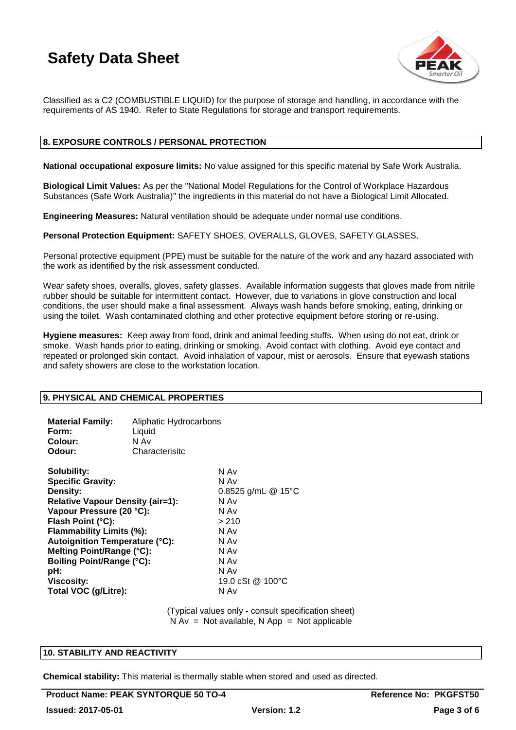Classified as a C2 (COMBUSTIBLE LIQUID) for the purpose of storage and handling, in accordance with the requirements of AS 1940. Refer to State Regulations for storage and transport requirements.

## 8. EXPOSURE CONTROLS / PERSONAL PROTECTION

**National occupational exposure limits:** No value assigned for this specific material by Safe Work Australia.

**Biological Limit Values:** As per the "National Model Regulations for the Control of Workplace Hazardous Substances (Safe Work Australia)" the ingredients in this material do not have a Biological Limit Allocated.

**Engineering Measures:** Natural ventilation should be adequate under normal use conditions.

**Personal Protection Equipment:** SAFETY SHOES, OVERALLS, GLOVES, SAFETY GLASSES.

Personal protective equipment (PPE) must be suitable for the nature of the work and any hazard associated with the work as identified by the risk assessment conducted.

Wear safety shoes, overalls, gloves, safety glasses. Available information suggests that gloves made from nitrile rubber should be suitable for intermittent contact. However, due to variations in glove construction and local conditions, the user should make a final assessment. Always wash hands before smoking, eating, drinking or using the toilet. Wash contaminated clothing and other protective equipment before storing or re-using.

**Hygiene measures:** Keep away from food, drink and animal feeding stuffs. When using do not eat, drink or smoke. Wash hands prior to eating, drinking or smoking. Avoid contact with clothing. Avoid eye contact and repeated or prolonged skin contact. Avoid inhalation of vapour, mist or aerosols. Ensure that eyewash stations and safety showers are close to the workstation location.

## 9. PHYSICAL AND CHEMICAL PROPERTIES

| | |
|---|---|
| **Material Family:** | Aliphatic Hydrocarbons |
| **Form:** | Liquid |
| **Colour:** | N Av |
| **Odour:** | Characterisitc |

| | |
|---|---|
| **Solubility:** | N Av |
| **Specific Gravity:** | N Av |
| **Density:** | 0.8525 g/mL @ 15°C |
| **Relative Vapour Density (air=1):** | N Av |
| **Vapour Pressure (20 °C):** | N Av |
| **Flash Point (°C):** | > 210 |
| **Flammability Limits (%):** | N Av |
| **Autoignition Temperature (°C):** | N Av |
| **Melting Point/Range (°C):** | N Av |
| **Boiling Point/Range (°C):** | N Av |
| **pH:** | N Av |
| **Viscosity:** | 19.0 cSt @ 100°C |
| **Total VOC (g/Litre):** | N Av |

(Typical values only - consult specification sheet)
N Av = Not available, N App = Not applicable

## 10. STABILITY AND REACTIVITY

**Chemical stability:** This material is thermally stable when stored and used as directed.

**Product Name: PEAK SYNTORQUE 50 TO-4** | **Reference No: PKGFST50**
**Issued: 2017-05-01** | **Version: 1.2**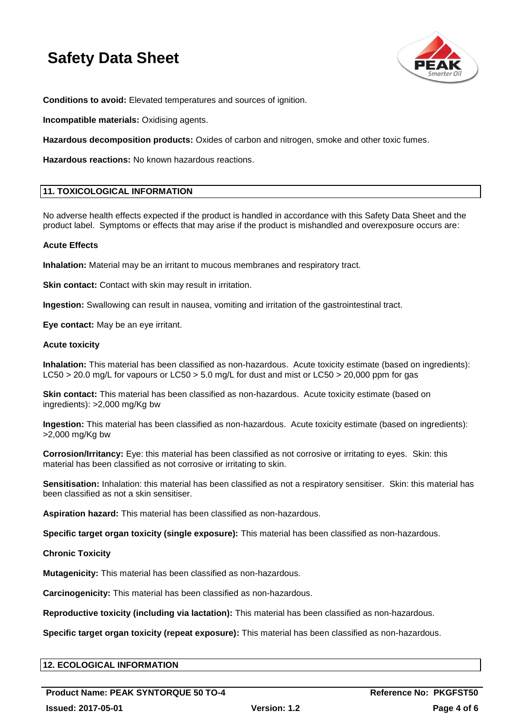**Conditions to avoid:** Elevated temperatures and sources of ignition.

**Incompatible materials:** Oxidising agents.

**Hazardous decomposition products:** Oxides of carbon and nitrogen, smoke and other toxic fumes.

**Hazardous reactions:** No known hazardous reactions.

## 11. TOXICOLOGICAL INFORMATION

No adverse health effects expected if the product is handled in accordance with this Safety Data Sheet and the product label. Symptoms or effects that may arise if the product is mishandled and overexposure occurs are:

**Acute Effects**

**Inhalation:** Material may be an irritant to mucous membranes and respiratory tract.

**Skin contact:** Contact with skin may result in irritation.

**Ingestion:** Swallowing can result in nausea, vomiting and irritation of the gastrointestinal tract.

**Eye contact:** May be an eye irritant.

**Acute toxicity**

**Inhalation:** This material has been classified as non-hazardous. Acute toxicity estimate (based on ingredients): $LC_{50}$ > 20.0 mg/L for vapours or $LC_{50}$ > 5.0 mg/L for dust and mist or $LC_{50}$ > 20,000 ppm for gas

**Skin contact:** This material has been classified as non-hazardous. Acute toxicity estimate (based on ingredients): >2,000 mg/Kg bw

**Ingestion:** This material has been classified as non-hazardous. Acute toxicity estimate (based on ingredients): >2,000 mg/Kg bw

**Corrosion/Irritancy:** Eye: this material has been classified as not corrosive or irritating to eyes. Skin: this material has been classified as not corrosive or irritating to skin.

**Sensitisation:** Inhalation: this material has been classified as not a respiratory sensitiser. Skin: this material has been classified as not a skin sensitiser.

**Aspiration hazard:** This material has been classified as non-hazardous.

**Specific target organ toxicity (single exposure):** This material has been classified as non-hazardous.

**Chronic Toxicity**

**Mutagenicity:** This material has been classified as non-hazardous.

**Carcinogenicity:** This material has been classified as non-hazardous.

**Reproductive toxicity (including via lactation):** This material has been classified as non-hazardous.

**Specific target organ toxicity (repeat exposure):** This material has been classified as non-hazardous.

## 12. ECOLOGICAL INFORMATION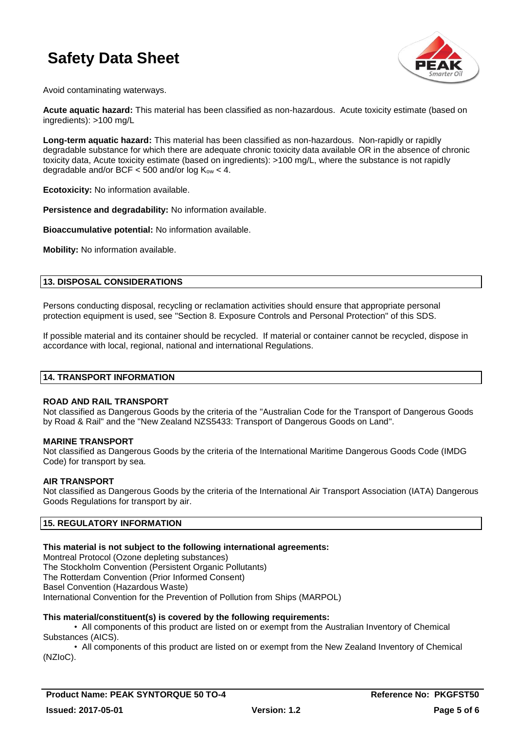Avoid contaminating waterways.

**Acute aquatic hazard:** This material has been classified as non-hazardous. Acute toxicity estimate (based on ingredients): >100 mg/L

**Long-term aquatic hazard:** This material has been classified as non-hazardous. Non-rapidly or rapidly degradable substance for which there are adequate chronic toxicity data available OR in the absence of chronic toxicity data, Acute toxicity estimate (based on ingredients): >100 mg/L, where the substance is not rapidly degradable and/or BCF < 500 and/or log $K_{ow}$ < 4.

**Ecotoxicity:** No information available.

**Persistence and degradability:** No information available.

**Bioaccumulative potential:** No information available.

**Mobility:** No information available.

## 13. DISPOSAL CONSIDERATIONS

Persons conducting disposal, recycling or reclamation activities should ensure that appropriate personal protection equipment is used, see "Section 8. Exposure Controls and Personal Protection" of this SDS.

If possible material and its container should be recycled. If material or container cannot be recycled, dispose in accordance with local, regional, national and international Regulations.

## 14. TRANSPORT INFORMATION

**ROAD AND RAIL TRANSPORT**
Not classified as Dangerous Goods by the criteria of the "Australian Code for the Transport of Dangerous Goods by Road & Rail" and the "New Zealand NZS5433: Transport of Dangerous Goods on Land".

**MARINE TRANSPORT**
Not classified as Dangerous Goods by the criteria of the International Maritime Dangerous Goods Code (IMDG Code) for transport by sea.

**AIR TRANSPORT**
Not classified as Dangerous Goods by the criteria of the International Air Transport Association (IATA) Dangerous Goods Regulations for transport by air.

## 15. REGULATORY INFORMATION

**This material is not subject to the following international agreements:**
Montreal Protocol (Ozone depleting substances)
The Stockholm Convention (Persistent Organic Pollutants)
The Rotterdam Convention (Prior Informed Consent)
Basel Convention (Hazardous Waste)
International Convention for the Prevention of Pollution from Ships (MARPOL)

**This material/constituent(s) is covered by the following requirements:**

- All components of this product are listed on or exempt from the Australian Inventory of Chemical Substances (AICS).
- All components of this product are listed on or exempt from the New Zealand Inventory of Chemical (NZIoC).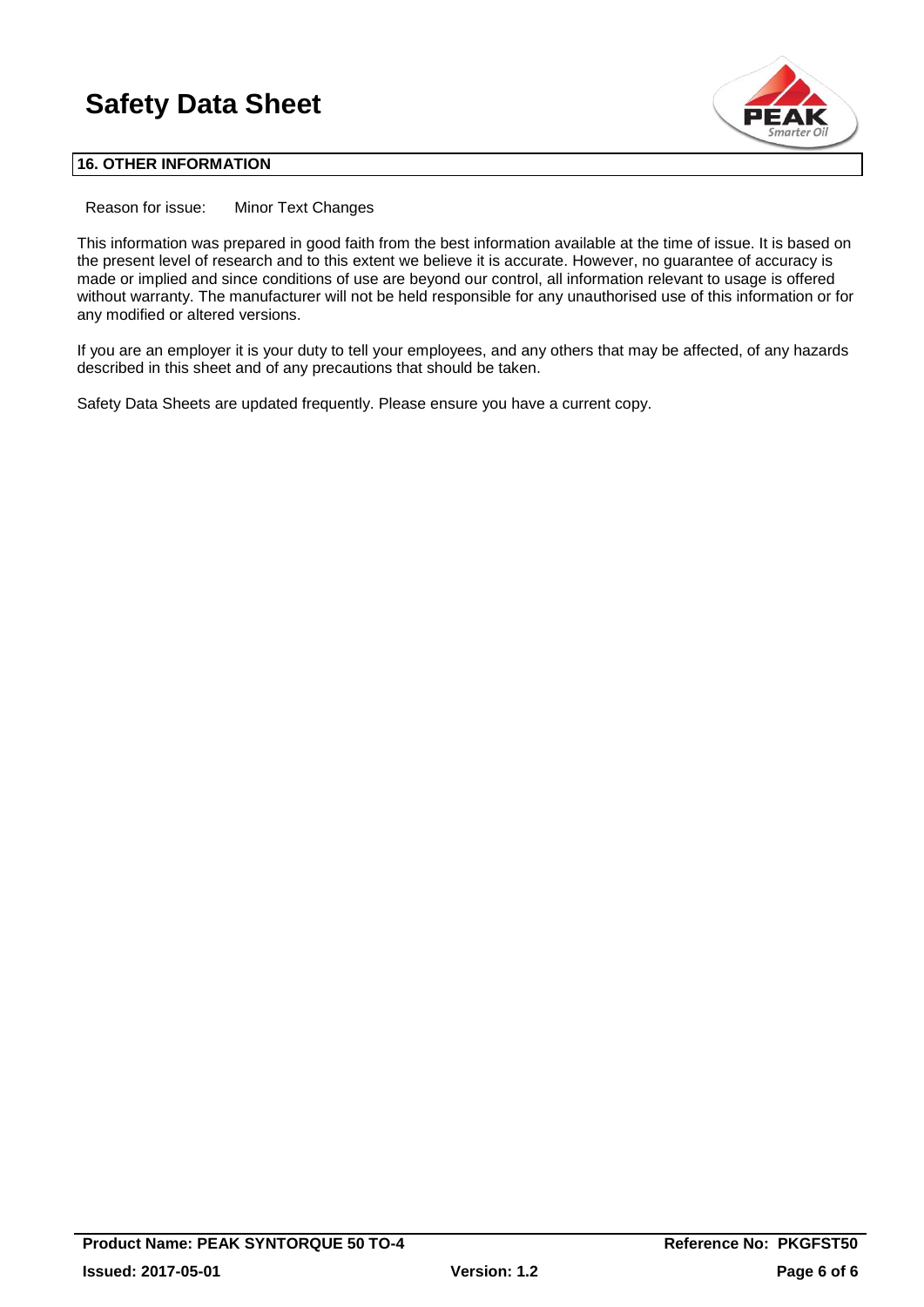## 16. OTHER INFORMATION

Reason for issue: Minor Text Changes

This information was prepared in good faith from the best information available at the time of issue. It is based on the present level of research and to this extent we believe it is accurate. However, no guarantee of accuracy is made or implied and since conditions of use are beyond our control, all information relevant to usage is offered without warranty. The manufacturer will not be held responsible for any unauthorised use of this information or for any modified or altered versions.

If you are an employer it is your duty to tell your employees, and any others that may be affected, of any hazards described in this sheet and of any precautions that should be taken.

Safety Data Sheets are updated frequently. Please ensure you have a current copy.